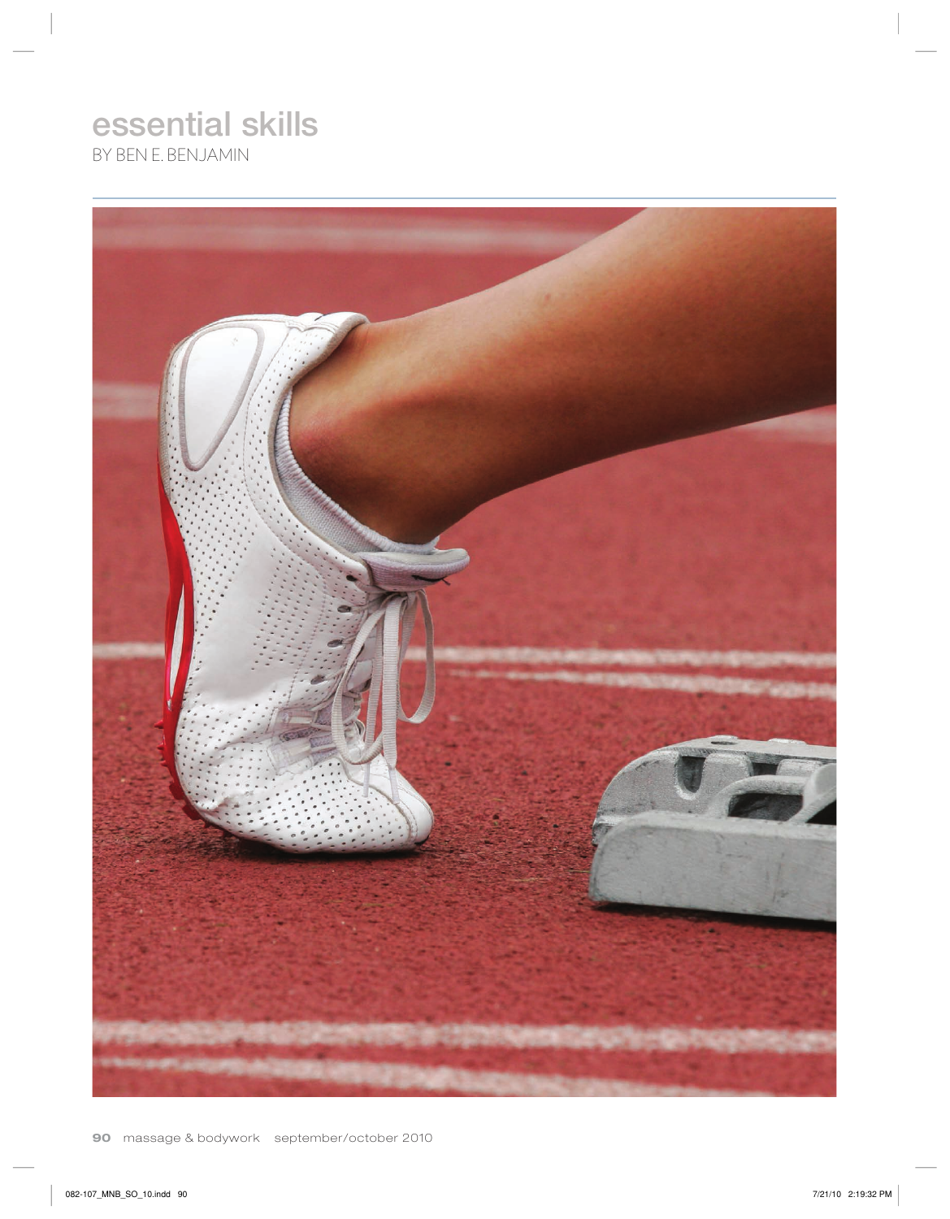# essential skills

BY BEN E. BENJAMIN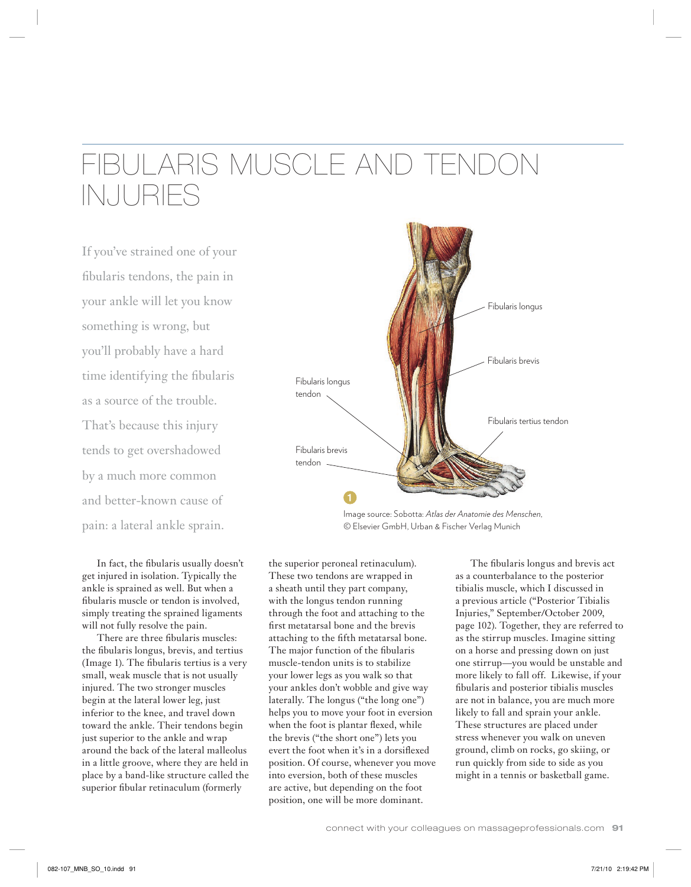# FIBULARIS MUSCLE AND TENDON INJURIES

If you've strained one of your fibularis tendons, the pain in your ankle will let you know something is wrong, but you'll probably have a hard time identifying the fibularis as a source of the trouble. That's because this injury tends to get overshadowed by a much more common and better-known cause of pain: a lateral ankle sprain.

1

Image source: Sobotta: *Atlas der Anatomie des Menschen*, © Elsevier GmbH, Urban & Fischer Verlag Munich

In fact, the fibularis usually doesn't get injured in isolation. Typically the ankle is sprained as well. But when a fibularis muscle or tendon is involved, simply treating the sprained ligaments will not fully resolve the pain.

There are three fibularis muscles: the fibularis longus, brevis, and tertius (Image 1). The fibularis tertius is a very small, weak muscle that is not usually injured. The two stronger muscles begin at the lateral lower leg, just inferior to the knee, and travel down toward the ankle. Their tendons begin just superior to the ankle and wrap around the back of the lateral malleolus in a little groove, where they are held in place by a band-like structure called the superior fibular retinaculum (formerly the superior peroneal retinaculum). These two tendons are wrapped in a sheath until they part company, with the longus tendon running through the foot and attaching to the first metatarsal bone and the brevis attaching to the fifth metatarsal bone. The major function of the fibularis muscle-tendon units is to stabilize your lower legs as you walk so that your ankles don't wobble and give way laterally. The longus ("the long one") helps you to move your foot in eversion when the foot is plantar flexed, while the brevis ("the short one") lets you evert the foot when it's in a dorsiflexed position. Of course, whenever you move into eversion, both of these muscles are active, but depending on the foot position, one will be more dominant.

The fibularis longus and brevis act as a counterbalance to the posterior tibialis muscle, which I discussed in a previous article ("Posterior Tibialis Injuries," September/October 2009, page 102). Together, they are referred to as the stirrup muscles. Imagine sitting on a horse and pressing down on just one stirrup—you would be unstable and more likely to fall off. Likewise, if your fibularis and posterior tibialis muscles are not in balance, you are much more likely to fall and sprain your ankle. These structures are placed under stress whenever you walk on uneven ground, climb on rocks, go skiing, or run quickly from side to side as you might in a tennis or basketball game.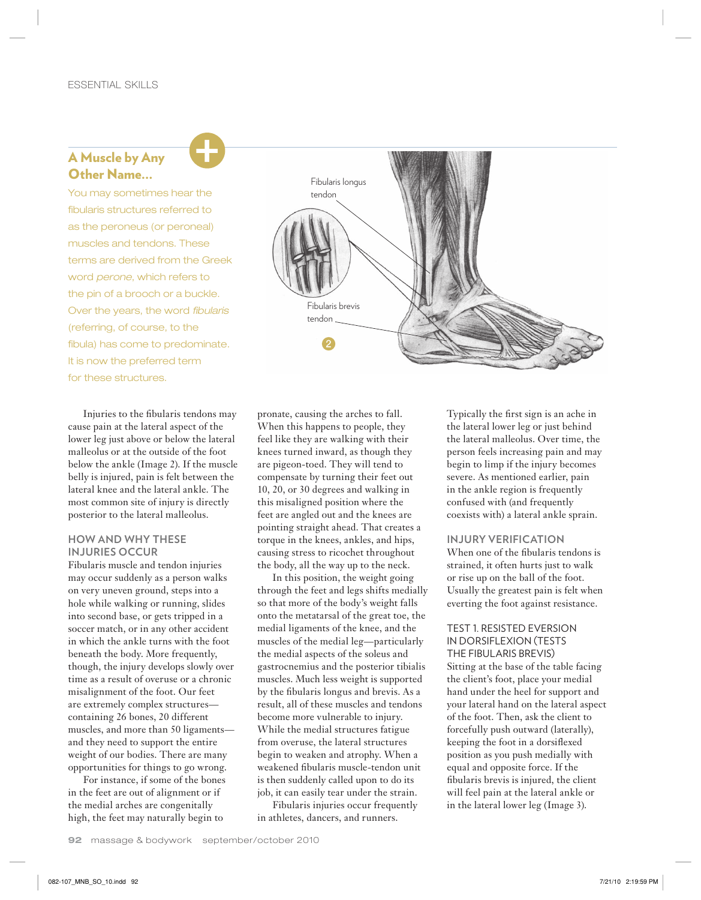## A Muscle by Any Other Name...

You may sometimes hear the fibularis structures referred to as the peroneus (or peroneal) muscles and tendons. These terms are derived from the Greek word *perone*, which refers to the pin of a brooch or a buckle. Over the years, the word *fibularis* (referring, of course, to the fibula) has come to predominate. It is now the preferred term for these structures.

Fibularis longus tendon

Fibularis brevis tendon

2

Injuries to the fibularis tendons may cause pain at the lateral aspect of the lower leg just above or below the lateral malleolus or at the outside of the foot below the ankle (Image 2). If the muscle belly is injured, pain is felt between the lateral knee and the lateral ankle. The most common site of injury is directly posterior to the lateral malleolus.

### HOW AND WHY THESE INJURIES OCCUR

Fibularis muscle and tendon injuries may occur suddenly as a person walks on very uneven ground, steps into a hole while walking or running, slides into second base, or gets tripped in a soccer match, or in any other accident in which the ankle turns with the foot beneath the body. More frequently, though, the injury develops slowly over time as a result of overuse or a chronic misalignment of the foot. Our feet are extremely complex structures—containing 26 bones, 20 different muscles, and more than 50 ligaments—and they need to support the entire weight of our bodies. There are many opportunities for things to go wrong.

For instance, if some of the bones in the feet are out of alignment or if the medial arches are congenitally high, the feet may naturally begin to pronate, causing the arches to fall. When this happens to people, they feel like they are walking with their knees turned inward, as though they are pigeon-toed. They will tend to compensate by turning their feet out 10, 20, or 30 degrees and walking in this misaligned position where the feet are angled out and the knees are pointing straight ahead. That creates a torque in the knees, ankles, and hips, causing stress to ricochet throughout the body, all the way up to the neck.

In this position, the weight going through the feet and legs shifts medially so that more of the body's weight falls onto the metatarsal of the great toe, the medial ligaments of the knee, and the muscles of the medial leg—particularly the medial aspects of the soleus and gastrocnemius and the posterior tibialis muscles. Much less weight is supported by the fibularis longus and brevis. As a result, all of these muscles and tendons become more vulnerable to injury. While the medial structures fatigue from overuse, the lateral structures begin to weaken and atrophy. When a weakened fibularis muscle-tendon unit is then suddenly called upon to do its job, it can easily tear under the strain.

Fibularis injuries occur frequently in athletes, dancers, and runners. Typically the first sign is an ache in the lateral lower leg or just behind the lateral malleolus. Over time, the person feels increasing pain and may begin to limp if the injury becomes severe. As mentioned earlier, pain in the ankle region is frequently confused with (and frequently coexists with) a lateral ankle sprain.

### INJURY VERIFICATION

When one of the fibularis tendons is strained, it often hurts just to walk or rise up on the ball of the foot. Usually the greatest pain is felt when everting the foot against resistance.

### TEST 1. RESISTED EVERSION IN DORSIFLEXION (TESTS THE FIBULARIS BREVIS)

Sitting at the base of the table facing the client's foot, place your medial hand under the heel for support and your lateral hand on the lateral aspect of the foot. Then, ask the client to forcefully push outward (laterally), keeping the foot in a dorsiflexed position as you push medially with equal and opposite force. If the fibularis brevis is injured, the client will feel pain at the lateral ankle or in the lateral lower leg (Image 3).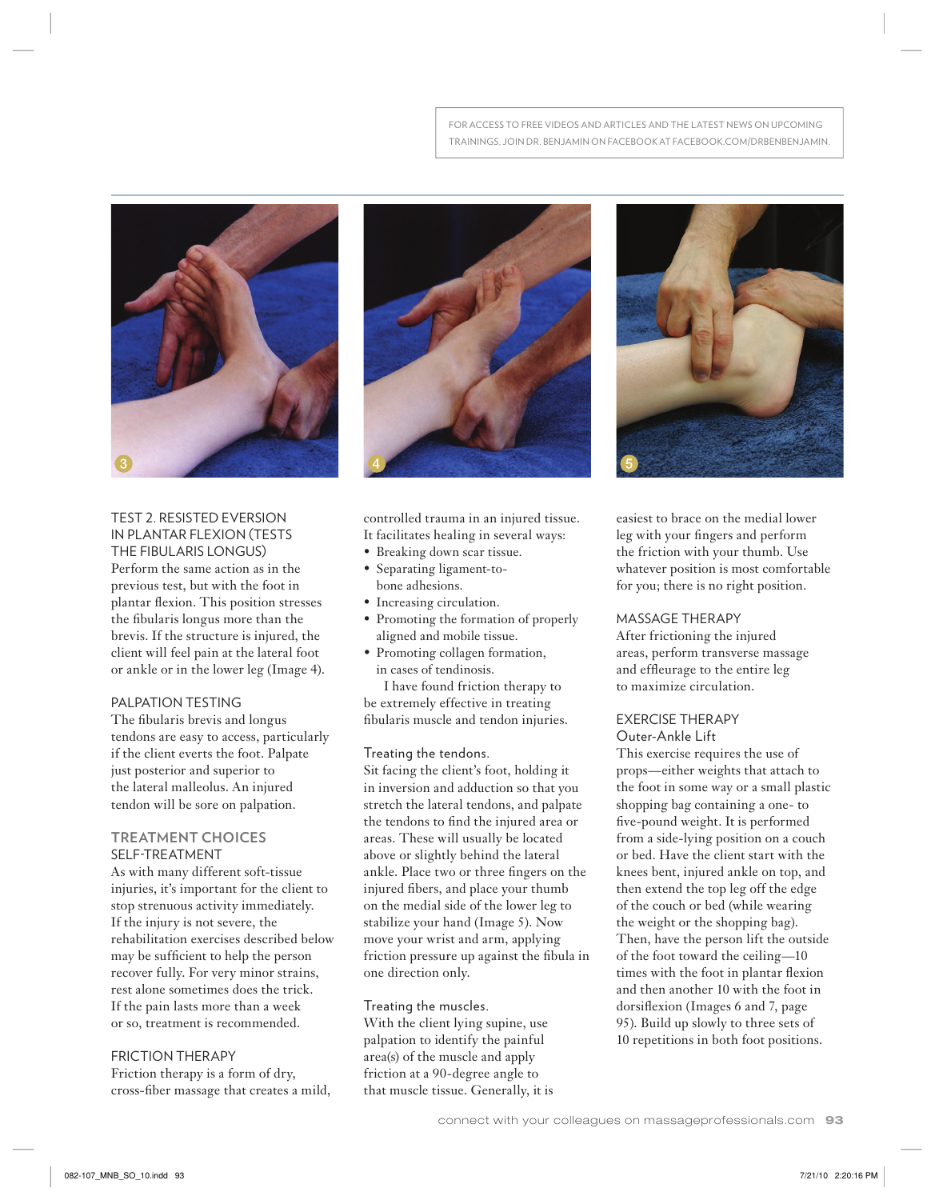FOR ACCESS TO FREE VIDEOS AND ARTICLES AND THE LATEST NEWS ON UPCOMING TRAININGS, JOIN DR. BENJAMIN ON FACEBOOK AT FACEBOOK.COM/DRBENBENJAMIN.

### TEST 2. RESISTED EVERSION IN PLANTAR FLEXION (TESTS THE FIBULARIS LONGUS)

Perform the same action as in the previous test, but with the foot in plantar flexion. This position stresses the fibularis longus more than the brevis. If the structure is injured, the client will feel pain at the lateral foot or ankle or in the lower leg (Image 4).

### PALPATION TESTING

The fibularis brevis and longus tendons are easy to access, particularly if the client everts the foot. Palpate just posterior and superior to the lateral malleolus. An injured tendon will be sore on palpation.

## TREATMENT CHOICES

### SELF-TREATMENT

As with many different soft-tissue injuries, it's important for the client to stop strenuous activity immediately. If the injury is not severe, the rehabilitation exercises described below may be sufficient to help the person recover fully. For very minor strains, rest alone sometimes does the trick. If the pain lasts more than a week or so, treatment is recommended.

### FRICTION THERAPY

Friction therapy is a form of dry, cross-fiber massage that creates a mild, controlled trauma in an injured tissue. It facilitates healing in several ways:

- Breaking down scar tissue.
- Separating ligament-to-bone adhesions.
- Increasing circulation.
- Promoting the formation of properly aligned and mobile tissue.
- Promoting collagen formation, in cases of tendinosis.

I have found friction therapy to be extremely effective in treating fibularis muscle and tendon injuries.

**Treating the tendons.**
Sit facing the client's foot, holding it in inversion and adduction so that you stretch the lateral tendons, and palpate the tendons to find the injured area or areas. These will usually be located above or slightly behind the lateral ankle. Place two or three fingers on the injured fibers, and place your thumb on the medial side of the lower leg to stabilize your hand (Image 5). Now move your wrist and arm, applying friction pressure up against the fibula in one direction only.

**Treating the muscles.**
With the client lying supine, use palpation to identify the painful area(s) of the muscle and apply friction at a 90-degree angle to that muscle tissue. Generally, it is easiest to brace on the medial lower leg with your fingers and perform the friction with your thumb. Use whatever position is most comfortable for you; there is no right position.

### MASSAGE THERAPY

After frictioning the injured areas, perform transverse massage and effleurage to the entire leg to maximize circulation.

### EXERCISE THERAPY

**Outer-Ankle Lift**

This exercise requires the use of props—either weights that attach to the foot in some way or a small plastic shopping bag containing a one- to five-pound weight. It is performed from a side-lying position on a couch or bed. Have the client start with the knees bent, injured ankle on top, and then extend the top leg off the edge of the couch or bed (while wearing the weight or the shopping bag). Then, have the person lift the outside of the foot toward the ceiling—10 times with the foot in plantar flexion and then another 10 with the foot in dorsiflexion (Images 6 and 7, page 95). Build up slowly to three sets of 10 repetitions in both foot positions.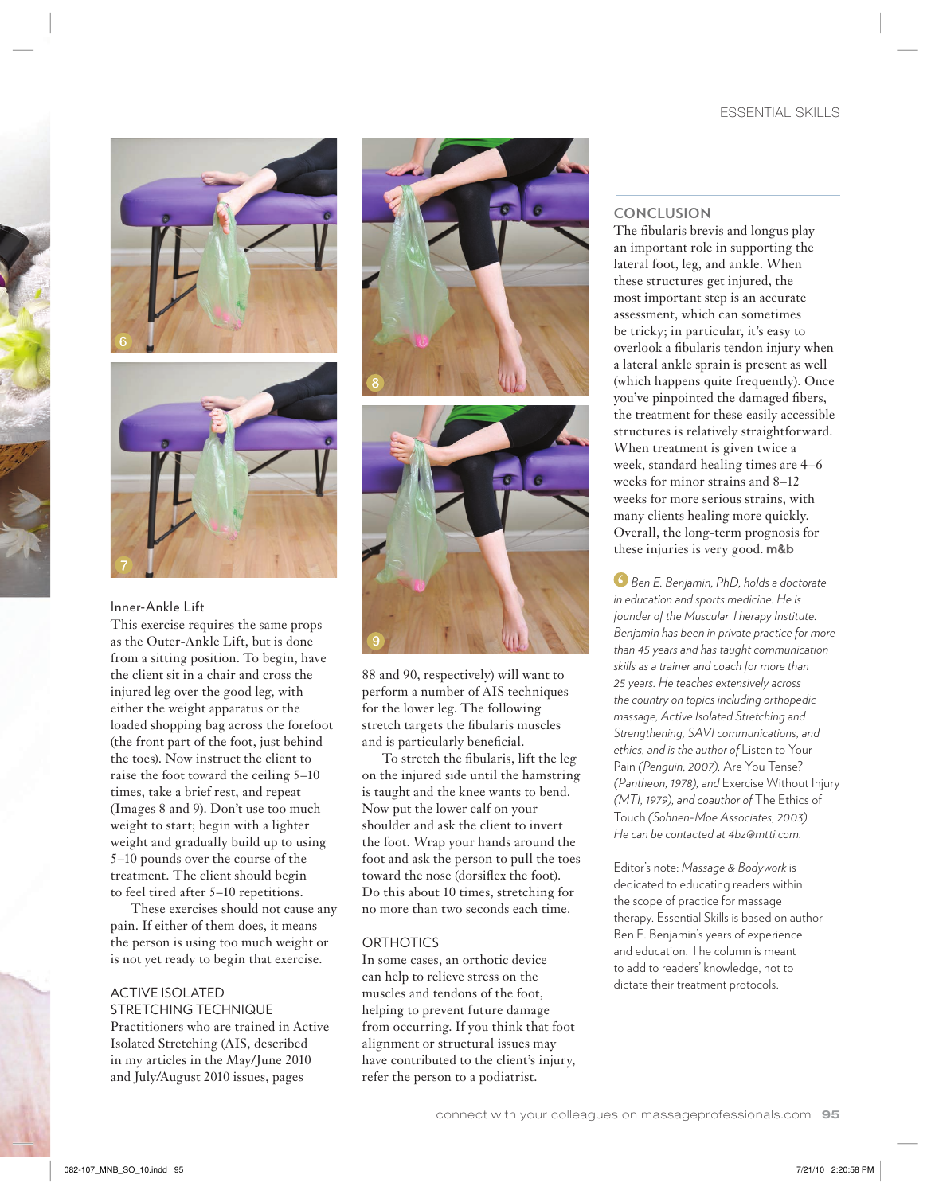6

7

8

9

### Inner-Ankle Lift

This exercise requires the same props as the Outer-Ankle Lift, but is done from a sitting position. To begin, have the client sit in a chair and cross the injured leg over the good leg, with either the weight apparatus or the loaded shopping bag across the forefoot (the front part of the foot, just behind the toes). Now instruct the client to raise the foot toward the ceiling 5–10 times, take a brief rest, and repeat (Images 8 and 9). Don't use too much weight to start; begin with a lighter weight and gradually build up to using 5–10 pounds over the course of the treatment. The client should begin to feel tired after 5–10 repetitions.

These exercises should not cause any pain. If either of them does, it means the person is using too much weight or is not yet ready to begin that exercise.

## ACTIVE ISOLATED STRETCHING TECHNIQUE

Practitioners who are trained in Active Isolated Stretching (AIS, described in my articles in the May/June 2010 and July/August 2010 issues, pages 88 and 90, respectively) will want to perform a number of AIS techniques for the lower leg. The following stretch targets the fibularis muscles and is particularly beneficial.

To stretch the fibularis, lift the leg on the injured side until the hamstring is taught and the knee wants to bend. Now put the lower calf on your shoulder and ask the client to invert the foot. Wrap your hands around the foot and ask the person to pull the toes toward the nose (dorsiflex the foot). Do this about 10 times, stretching for no more than two seconds each time.

## ORTHOTICS

In some cases, an orthotic device can help to relieve stress on the muscles and tendons of the foot, helping to prevent future damage from occurring. If you think that foot alignment or structural issues may have contributed to the client's injury, refer the person to a podiatrist.

## CONCLUSION

The fibularis brevis and longus play an important role in supporting the lateral foot, leg, and ankle. When these structures get injured, the most important step is an accurate assessment, which can sometimes be tricky; in particular, it's easy to overlook a fibularis tendon injury when a lateral ankle sprain is present as well (which happens quite frequently). Once you've pinpointed the damaged fibers, the treatment for these easily accessible structures is relatively straightforward. When treatment is given twice a week, standard healing times are 4–6 weeks for minor strains and 8–12 weeks for more serious strains, with many clients healing more quickly. Overall, the long-term prognosis for these injuries is very good. **m&b**

*Ben E. Benjamin, PhD, holds a doctorate in education and sports medicine. He is founder of the Muscular Therapy Institute. Benjamin has been in private practice for more than 45 years and has taught communication skills as a trainer and coach for more than 25 years. He teaches extensively across the country on topics including orthopedic massage, Active Isolated Stretching and Strengthening, SAVI communications, and ethics, and is the author of* Listen to Your Pain *(Penguin, 2007),* Are You Tense? *(Pantheon, 1978), and* Exercise Without Injury *(MTI, 1979), and coauthor of* The Ethics of Touch *(Sohnen-Moe Associates, 2003). He can be contacted at 4bz@mtti.com.*

Editor's note: *Massage & Bodywork* is dedicated to educating readers within the scope of practice for massage therapy. Essential Skills is based on author Ben E. Benjamin's years of experience and education. The column is meant to add to readers' knowledge, not to dictate their treatment protocols.